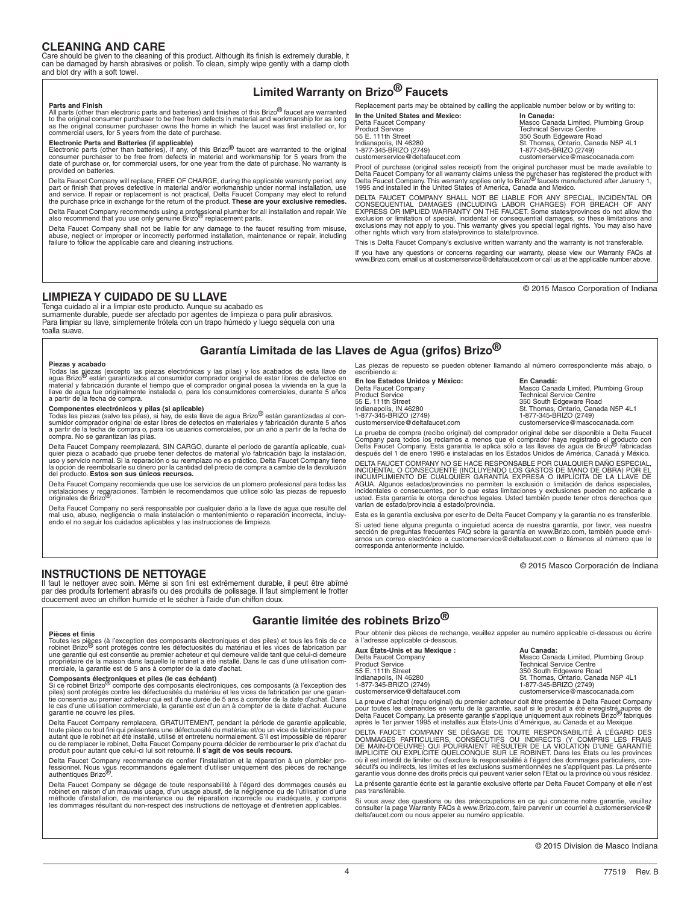## CLEANING AND CARE

Care should be given to the cleaning of this product. Although its finish is extremely durable, it can be damaged by harsh abrasives or polish. To clean, simply wipe gently with a damp cloth and blot dry with a soft towel.

## Limited Warranty on Brizo® Faucets

**Parts and Finish**
All parts (other than electronic parts and batteries) and finishes of this Brizo® faucet are warranted to the original consumer purchaser to be free from defects in material and workmanship for as long as the original consumer purchaser owns the home in which the faucet was first installed or, for commercial users, for 5 years from the date of purchase.

**Electronic Parts and Batteries (if applicable)**
Electronic parts (other than batteries), if any, of this Brizo® faucet are warranted to the original consumer purchaser to be free from defects in material and workmanship for 5 years from the date of purchase or, for commercial users, for one year from the date of purchase. No warranty is provided on batteries.

Delta Faucet Company will replace, FREE OF CHARGE, during the applicable warranty period, any part or finish that proves defective in material and/or workmanship under normal installation, use and service. If repair or replacement is not practical, Delta Faucet Company may elect to refund the purchase price in exchange for the return of the product. **These are your exclusive remedies.**

Delta Faucet Company recommends using a professional plumber for all installation and repair. We also recommend that you use only genuine Brizo® replacement parts.

Delta Faucet Company shall not be liable for any damage to the faucet resulting from misuse, abuse, neglect or improper or incorrectly performed installation, maintenance or repair, including failure to follow the applicable care and cleaning instructions.

Replacement parts may be obtained by calling the applicable number below or by writing to:

**In the United States and Mexico:**
Delta Faucet Company
Product Service
55 E. 111th Street
Indianapolis, IN 46280
1-877-345-BRIZO (2749)
customerservice@deltafaucet.com

**In Canada:**
Masco Canada Limited, Plumbing Group
Technical Service Centre
350 South Edgeware Road
St. Thomas, Ontario, Canada N5P 4L1
1-877-345-BRIZO (2749)
customerservice@mascocanada.com

Proof of purchase (original sales receipt) from the original purchaser must be made available to Delta Faucet Company for all warranty claims unless the purchaser has registered the product with Delta Faucet Company. This warranty applies only to Brizo® faucets manufactured after January 1, 1995 and installed in the United States of America, Canada and Mexico.

DELTA FAUCET COMPANY SHALL NOT BE LIABLE FOR ANY SPECIAL, INCIDENTAL OR CONSEQUENTIAL DAMAGES (INCLUDING LABOR CHARGES) FOR BREACH OF ANY EXPRESS OR IMPLIED WARRANTY ON THE FAUCET. Some states/provinces do not allow the exclusion or limitation of special, incidental or consequential damages, so these limitations and exclusions may not apply to you. This warranty gives you special legal rights. You may also have other rights which vary from state/province to state/province.

This is Delta Faucet Company's exclusive written warranty and the warranty is not transferable.

If you have any questions or concerns regarding our warranty, please view our Warranty FAQs at www.Brizo.com, email us at customerservice@deltafaucet.com or call us at the applicable number above.

© 2015 Masco Corporation of Indiana

## LIMPIEZA Y CUIDADO DE SU LLAVE

Tenga cuidado al ir a limpiar este producto. Aunque su acabado es sumamente durable, puede ser afectado por agentes de limpieza o para pulir abrasivos. Para limpiar su llave, simplemente frótela con un trapo húmedo y luego séquela con una toalla suave.

## Garantía Limitada de las Llaves de Agua (grifos) Brizo®

**Piezas y acabado**
Todas las piezas (excepto las piezas electrónicas y las pilas) y los acabados de esta llave de agua Brizo® están garantizados al consumidor comprador original de estar libres de defectos en material y fabricación durante el tiempo que el comprador original posea la vivienda en la que la llave de agua fue originalmente instalada o, para los consumidores comerciales, durante 5 años a partir de la fecha de compra.

**Componentes electrónicos y pilas (si aplicable)**
Todas las piezas (salvo las pilas), si hay, de esta llave de agua Brizo® están garantizadas al consumidor comprador original de estar libres de defectos en materiales y fabricación durante 5 años a partir de la fecha de compra o, para los usuarios comerciales, por un año a partir de la fecha de compra. No se garantizan las pilas.

Delta Faucet Company reemplazará, SIN CARGO, durante el período de garantía aplicable, cualquier pieza o acabado que pruebe tener defectos de material y/o fabricación bajo la instalación, uso y servicio normal. Si la reparación o su reemplazo no es práctico, Delta Faucet Company tiene la opción de reembolsarle su dinero por la cantidad del precio de compra a cambio de la devolución del producto. **Estos son sus únicos recursos.**

Delta Faucet Company recomienda que use los servicios de un plomero profesional para todas las instalaciones y reparaciones. También le recomendamos que utilice sólo las piezas de repuesto originales de Brizo®.

Delta Faucet Company no será responsable por cualquier daño a la llave de agua que resulte del mal uso, abuso, negligencia o mala instalación o mantenimiento o reparación incorrecta, incluyendo el no seguir los cuidados aplicables y las instrucciones de limpieza.

Las piezas de repuesto se pueden obtener llamando al número correspondiente más abajo, o escribiendo a:

**En los Estados Unidos y México:**
Delta Faucet Company
Product Service
55 E. 111th Street
Indianapolis, IN 46280
1-877-345-BRIZO (2749)
customerservice@deltafaucet.com

**En Canadá:**
Masco Canada Limited, Plumbing Group
Technical Service Centre
350 South Edgeware Road
St. Thomas, Ontario, Canada N5P 4L1
1-877-345-BRIZO (2749)
customerservice@mascocanada.com

La prueba de compra (recibo original) del comprador original debe ser disponible a Delta Faucet Company para todos los reclamos a menos que el comprador haya registrado el producto con Delta Faucet Company. Esta garantía le aplica sólo a las llaves de agua de Brizo® fabricadas después del 1 de enero 1995 e instaladas en los Estados Unidos de América, Canadá y México.

DELTA FAUCET COMPANY NO SE HACE RESPONSABLE POR CUALQUIER DAÑO ESPECIAL, INCIDENTAL O CONSECUENTE (INCLUYENDO LOS GASTOS DE MANO DE OBRA) POR EL INCUMPLIMIENTO DE CUALQUIER GARANTÍA EXPRESA O IMPLÍCITA DE LA LLAVE DE AGUA. Algunos estados/provincias no permiten la exclusión o limitación de daños especiales, incidentales o consecuentes, por lo que estas limitaciones y exclusiones pueden no aplicarle a usted. Esta garantía le otorga derechos legales. Usted también puede tener otros derechos que varían de estado/provincia a estado/provincia.

Esta es la garantía exclusiva por escrito de Delta Faucet Company y la garantía no es transferible.

Si usted tiene alguna pregunta o inquietud acerca de nuestra garantía, por favor, vea nuestra sección de preguntas frecuentes FAQ sobre la garantía en www.Brizo.com, también puede enviarnos un correo electrónico a customerservice@deltafaucet.com o llámenos al número que le corresponda anteriormente incluido.

© 2015 Masco Corporación de Indiana

## INSTRUCTIONS DE NETTOYAGE

Il faut le nettoyer avec soin. Même si son fini est extrêmement durable, il peut être abîmé par des produits fortement abrasifs ou des produits de polissage. Il faut simplement le frotter doucement avec un chiffon humide et le sécher à l'aide d'un chiffon doux.

## Garantie limitée des robinets Brizo®

**Pièces et finis**
Toutes les pièces (à l'exception des composants électroniques et des piles) et tous les finis de ce robinet Brizo® sont protégés contre les défectuosités du matériau et les vices de fabrication par une garantie qui est consentie au premier acheteur et qui demeure valide tant que celui-ci demeure propriétaire de la maison dans laquelle le robinet a été installé. Dans le cas d'une utilisation commerciale, la garantie est de 5 ans à compter de la date d'achat.

**Composants électroniques et piles (le cas échéant)**
Si ce robinet Brizo® comporte des composants électroniques, ces composants (à l'exception des piles) sont protégés contre les défectuosités du matériau et les vices de fabrication par une garantie consentie au premier acheteur qui est d'une durée de 5 ans à compter de la date d'achat. Dans le cas d'une utilisation commerciale, la garantie est d'un an à compter de la date d'achat. Aucune garantie ne couvre les piles.

Delta Faucet Company remplacera, GRATUITEMENT, pendant la période de garantie applicable, toute pièce ou tout fini qui présentera une défectuosité du matériau et/ou un vice de fabrication pour autant que le robinet ait été installé, utilisé et entretenu normalement. S'il est impossible de réparer ou de remplacer le robinet, Delta Faucet Company pourra décider de rembourser le prix d'achat du produit pour autant que celui-ci lui soit retourné. **Il s'agit de vos seuls recours.**

Delta Faucet Company recommande de confier l'installation et la réparation à un plombier professionnel. Nous vous recommandons également d'utiliser uniquement des pièces de rechange authentiques Brizo®.

Delta Faucet Company se dégage de toute responsabilité à l'égard des dommages causés au robinet en raison d'un mauvais usage, d'un usage abusif, de la négligence ou de l'utilisation d'une méthode d'installation, de maintenance ou de réparation incorrecte ou inadéquate, y compris les dommages résultant du non-respect des instructions de nettoyage et d'entretien applicables.

Pour obtenir des pièces de rechange, veuillez appeler au numéro applicable ci-dessous ou écrire à l'adresse applicable ci-dessous.

**Aux États-Unis et au Mexique :**
Delta Faucet Company
Product Service
55 E. 111th Street
Indianapolis, IN 46280
1-877-345-BRIZO (2749)
customerservice@deltafaucet.com

**Au Canada:**
Masco Canada Limited, Plumbing Group
Technical Service Centre
350 South Edgeware Road
St. Thomas, Ontario, Canada N5P 4L1
1-877-345-BRIZO (2749)
customerservice@mascocanada.com

La preuve d'achat (reçu original) du premier acheteur doit être présentée à Delta Faucet Company pour toutes les demandes en vertu de la garantie, sauf si le produit a été enregistré auprès de Delta Faucet Company. La présente garantie s'applique uniquement aux robinets Brizo® fabriqués après le 1er janvier 1995 et installés aux États-Unis d'Amérique, au Canada et au Mexique.

DELTA FAUCET COMPANY SE DÉGAGE DE TOUTE RESPONSABILITÉ À L'ÉGARD DES DOMMAGES PARTICULIERS, CONSÉCUTIFS OU INDIRECTS (Y COMPRIS LES FRAIS DE MAIN-D'OEUVRE) QUI POURRAIENT RÉSULTER DE LA VIOLATION D'UNE GARANTIE IMPLICITE OU EXPLICITE QUELCONQUE SUR LE ROBINET. Dans les États ou les provinces où il est interdit de limiter ou d'exclure la responsabilité à l'égard des dommages particuliers, consécutifs ou indirects, les limites et les exclusions susmentionnées ne s'appliquent pas. La présente garantie vous donne des droits précis qui peuvent varier selon l'État ou la province où vous résidez.

La présente garantie écrite est la garantie exclusive offerte par Delta Faucet Company et elle n'est pas transférable.

Si vous avez des questions ou des préoccupations en ce qui concerne notre garantie, veuillez consulter la page Warranty FAQs à www.Brizo.com, faire parvenir un courriel à customerservice@deltafaucet.com ou nous appeler au numéro applicable.

© 2015 Division de Masco Indiana

77519 Rev. B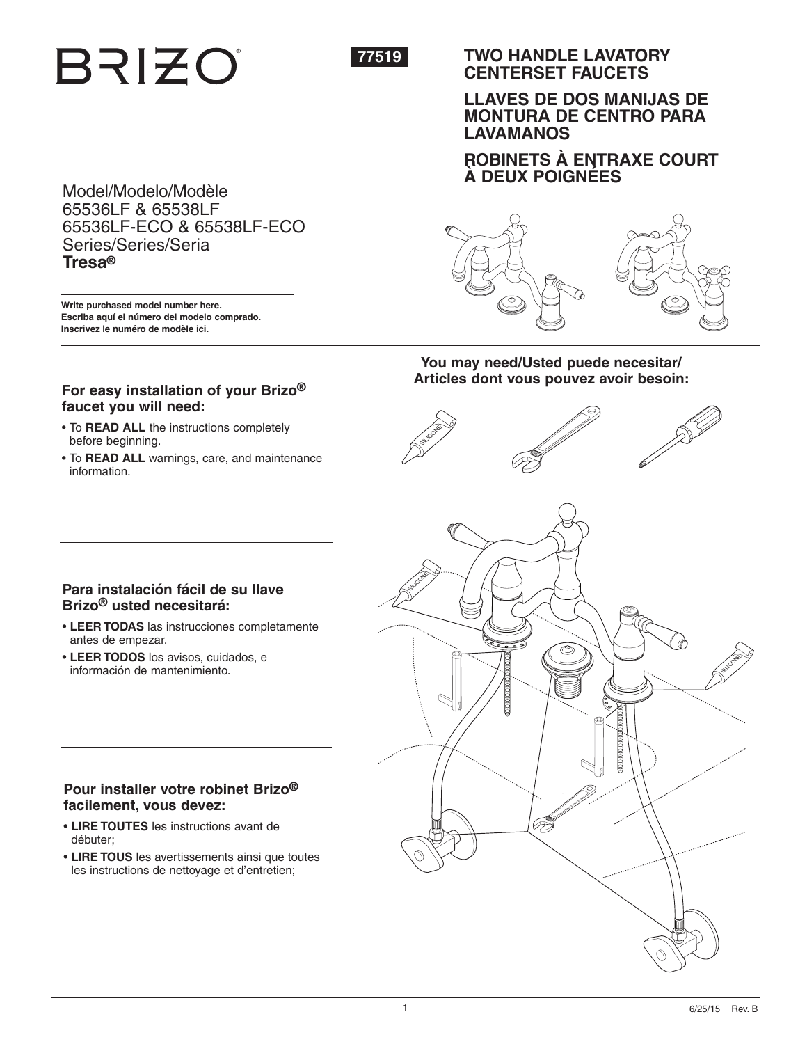# BRIZO

**77519**

## TWO HANDLE LAVATORY CENTERSET FAUCETS

## LLAVES DE DOS MANIJAS DE MONTURA DE CENTRO PARA LAVAMANOS

## ROBINETS À ENTRAXE COURT À DEUX POIGNÉES

Model/Modelo/Modèle
65536LF & 65538LF
65536LF-ECO & 65538LF-ECO
Series/Series/Seria
**Tresa®**

**Write purchased model number here.**
**Escriba aquí el número del modelo comprado.**
**Inscrivez le numéro de modèle ici.**

**You may need/Usted puede necesitar/ Articles dont vous pouvez avoir besoin:**

### For easy installation of your Brizo® faucet you will need:

- To **READ ALL** the instructions completely before beginning.
- To **READ ALL** warnings, care, and maintenance information.

### Para instalación fácil de su llave Brizo® usted necesitará:

- **LEER TODAS** las instrucciones completamente antes de empezar.
- **LEER TODOS** los avisos, cuidados, e información de mantenimiento.

### Pour installer votre robinet Brizo® facilement, vous devez:

- **LIRE TOUTES** les instructions avant de débuter;
- **LIRE TOUS** les avertissements ainsi que toutes les instructions de nettoyage et d'entretien;

6/25/15 Rev. B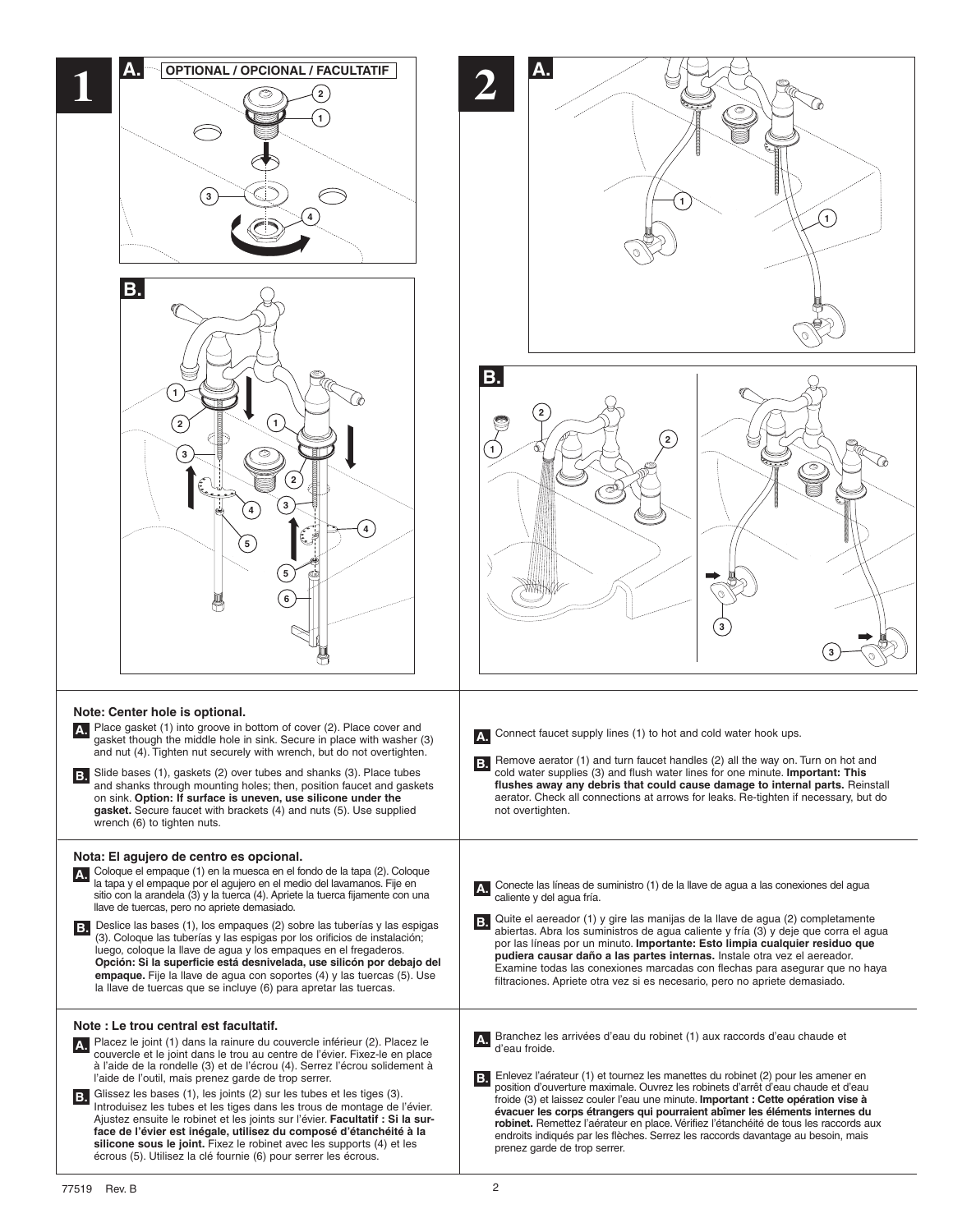## 1

**A.** OPTIONAL / OPCIONAL / FACULTATIF

**B.**

## 2

**A.**

**B.**

**Note: Center hole is optional.**

**A.** Place gasket (1) into groove in bottom of cover (2). Place cover and gasket though the middle hole in sink. Secure in place with washer (3) and nut (4). Tighten nut securely with wrench, but do not overtighten.

**B.** Slide bases (1), gaskets (2) over tubes and shanks (3). Place tubes and shanks through mounting holes; then, position faucet and gaskets on sink. **Option: If surface is uneven, use silicone under the gasket.** Secure faucet with brackets (4) and nuts (5). Use supplied wrench (6) to tighten nuts.

**Nota: El agujero de centro es opcional.**

**A.** Coloque el empaque (1) en la muesca en el fondo de la tapa (2). Coloque la tapa y el empaque por el agujero en el medio del lavamanos. Fije en sitio con la arandela (3) y la tuerca (4). Apriete la tuerca fijamente con una llave de tuercas, pero no apriete demasiado.

**B.** Deslice las bases (1), los empaques (2) sobre las tuberías y las espigas (3). Coloque las tuberías y las espigas por los orificios de instalación; luego, coloque la llave de agua y los empaques en el fregaderos. **Opción: Si la superficie está desnivelada, use silicón por debajo del empaque.** Fije la llave de agua con soportes (4) y las tuercas (5). Use la llave de tuercas que se incluye (6) para apretar las tuercas.

**Note : Le trou central est facultatif.**

**A.** Placez le joint (1) dans la rainure du couvercle inférieur (2). Placez le couvercle et le joint dans le trou au centre de l'évier. Fixez-le en place à l'aide de la rondelle (3) et de l'écrou (4). Serrez l'écrou solidement à l'aide de l'outil, mais prenez garde de trop serrer.

**B.** Glissez les bases (1), les joints (2) sur les tubes et les tiges (3). Introduisez les tubes et les tiges dans les trous de montage de l'évier. Ajustez ensuite le robinet et les joints sur l'évier. **Facultatif : Si la surface de l'évier est inégale, utilisez du composé d'étanchéité à la silicone sous le joint.** Fixez le robinet avec les supports (4) et les écrous (5). Utilisez la clé fournie (6) pour serrer les écrous.

**A.** Connect faucet supply lines (1) to hot and cold water hook ups.

**B.** Remove aerator (1) and turn faucet handles (2) all the way on. Turn on hot and cold water supplies (3) and flush water lines for one minute. **Important: This flushes away any debris that could cause damage to internal parts.** Reinstall aerator. Check all connections at arrows for leaks. Re-tighten if necessary, but do not overtighten.

**A.** Conecte las líneas de suministro (1) de la llave de agua a las conexiones del agua caliente y del agua fría.

**B.** Quite el aereador (1) y gire las manijas de la llave de agua (2) completamente abiertas. Abra los suministros de agua caliente y fría (3) y deje que corra el agua por las líneas por un minuto. **Importante: Esto limpia cualquier residuo que pudiera causar daño a las partes internas.** Instale otra vez el aereador. Examine todas las conexiones marcadas con flechas para asegurar que no haya filtraciones. Apriete otra vez si es necesario, pero no apriete demasiado.

**A.** Branchez les arrivées d'eau du robinet (1) aux raccords d'eau chaude et d'eau froide.

**B.** Enlevez l'aérateur (1) et tournez les manettes du robinet (2) pour les amener en position d'ouverture maximale. Ouvrez les robinets d'arrêt d'eau chaude et d'eau froide (3) et laissez couler l'eau une minute. **Important : Cette opération vise à évacuer les corps étrangers qui pourraient abîmer les éléments internes du robinet.** Remettez l'aérateur en place. Vérifiez l'étanchéité de tous les raccords aux endroits indiqués par les flèches. Serrez les raccords davantage au besoin, mais prenez garde de trop serrer.

77519 Rev. B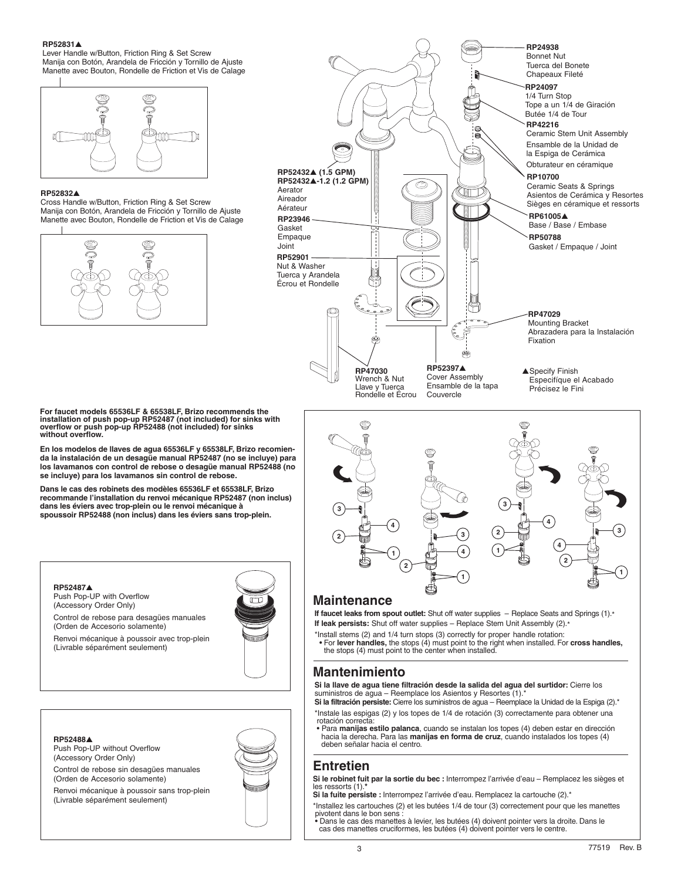**RP52831▲**
Lever Handle w/Button, Friction Ring & Set Screw
Manija con Botón, Arandela de Fricción y Tornillo de Ajuste
Manette avec Bouton, Rondelle de Friction et Vis de Calage

**RP52832▲**
Cross Handle w/Button, Friction Ring & Set Screw
Manija con Botón, Arandela de Fricción y Tornillo de Ajuste
Manette avec Bouton, Rondelle de Friction et Vis de Calage

**RP24938**
Bonnet Nut
Tuerca del Bonete
Chapeaux Fileté

**RP24097**
1/4 Turn Stop
Tope a un 1/4 de Giración
Butée 1/4 de Tour

**RP42216**
Ceramic Stem Unit Assembly
Ensamble de la Unidad de la Espiga de Cerámica
Obturateur en céramique

**RP10700**
Ceramic Seats & Springs
Asientos de Cerámica y Resortes
Sièges en céramique et ressorts

**RP61005▲**
Base / Base / Embase

**RP50788**
Gasket / Empaque / Joint

**RP47029**
Mounting Bracket
Abrazadera para la Instalación
Fixation

**RP52432▲ (1.5 GPM)**
**RP52432▲-1.2 (1.2 GPM)**
Aerator
Aireador
Aérateur

**RP23946**
Gasket
Empaque
Joint

**RP52901**
Nut & Washer
Tuerca y Arandela
Écrou et Rondelle

**RP47030**
Wrench & Nut
Llave y Tuerca
Rondelle et Écrou

**RP52397▲**
Cover Assembly
Ensamble de la tapa
Couvercle

▲Specify Finish
Especifíque el Acabado
Précisez le Fini

**For faucet models 65536LF & 65538LF, Brizo recommends the installation of push pop-up RP52487 (not included) for sinks with overflow or push pop-up RP52488 (not included) for sinks without overflow.**

**En los modelos de llaves de agua 65536LF y 65538LF, Brizo recomienda la instalación de un desagüe manual RP52487 (no se incluye) para los lavamanos con control de rebose o desagüe manual RP52488 (no se incluye) para los lavamanos sin control de rebose.**

**Dans le cas des robinets des modèles 65536LF et 65538LF, Brizo recommande l'installation du renvoi mécanique RP52487 (non inclus) dans les éviers avec trop-plein ou le renvoi mécanique à spoussoir RP52488 (non inclus) dans les éviers sans trop-plein.**

**RP52487▲**
Push Pop-UP with Overflow
(Accessory Order Only)
Control de rebose para desagües manuales
(Orden de Accesorio solamente)
Renvoi mécanique à poussoir avec trop-plein
(Livrable séparément seulement)

**RP52488▲**
Push Pop-UP without Overflow
(Accessory Order Only)
Control de rebose sin desagües manuales
(Orden de Accesorio solamente)
Renvoi mécanique à poussoir sans trop-plein
(Livrable séparément seulement)

3
4
2
1
3
4
2
1
3
4
2
1
3
4
2
1

## Maintenance

**If faucet leaks from spout outlet:** Shut off water supplies – Replace Seats and Springs (1).*
**If leak persists:** Shut off water supplies – Replace Stem Unit Assembly (2).*

*Install stems (2) and 1/4 turn stops (3) correctly for proper handle rotation:
- For **lever handles,** the stops (4) must point to the right when installed. For **cross handles,** the stops (4) must point to the center when installed.

## Mantenimiento

**Si la llave de agua tiene filtración desde la salida del agua del surtidor:** Cierre los suministros de agua – Reemplace los Asientos y Resortes (1).*
**Si la filtración persiste:** Cierre los suministros de agua – Reemplace la Unidad de la Espiga (2).*

*Instale las espigas (2) y los topes de 1/4 de rotación (3) correctamente para obtener una rotación correcta:
- Para **manijas estilo palanca**, cuando se instalan los topes (4) deben estar en dirección hacia la derecha. Para las **manijas en forma de cruz**, cuando instalados los topes (4) deben señalar hacia el centro.

## Entretien

**Si le robinet fuit par la sortie du bec :** Interrompez l'arrivée d'eau – Remplacez les sièges et les ressorts (1).*
**Si la fuite persiste :** Interrompez l'arrivée d'eau. Remplacez la cartouche (2).*

*Installez les cartouches (2) et les butées 1/4 de tour (3) correctement pour que les manettes pivotent dans le bon sens :
- Dans le cas des manettes à levier, les butées (4) doivent pointer vers la droite. Dans le cas des manettes cruciformes, les butées (4) doivent pointer vers le centre.

77519 Rev. B